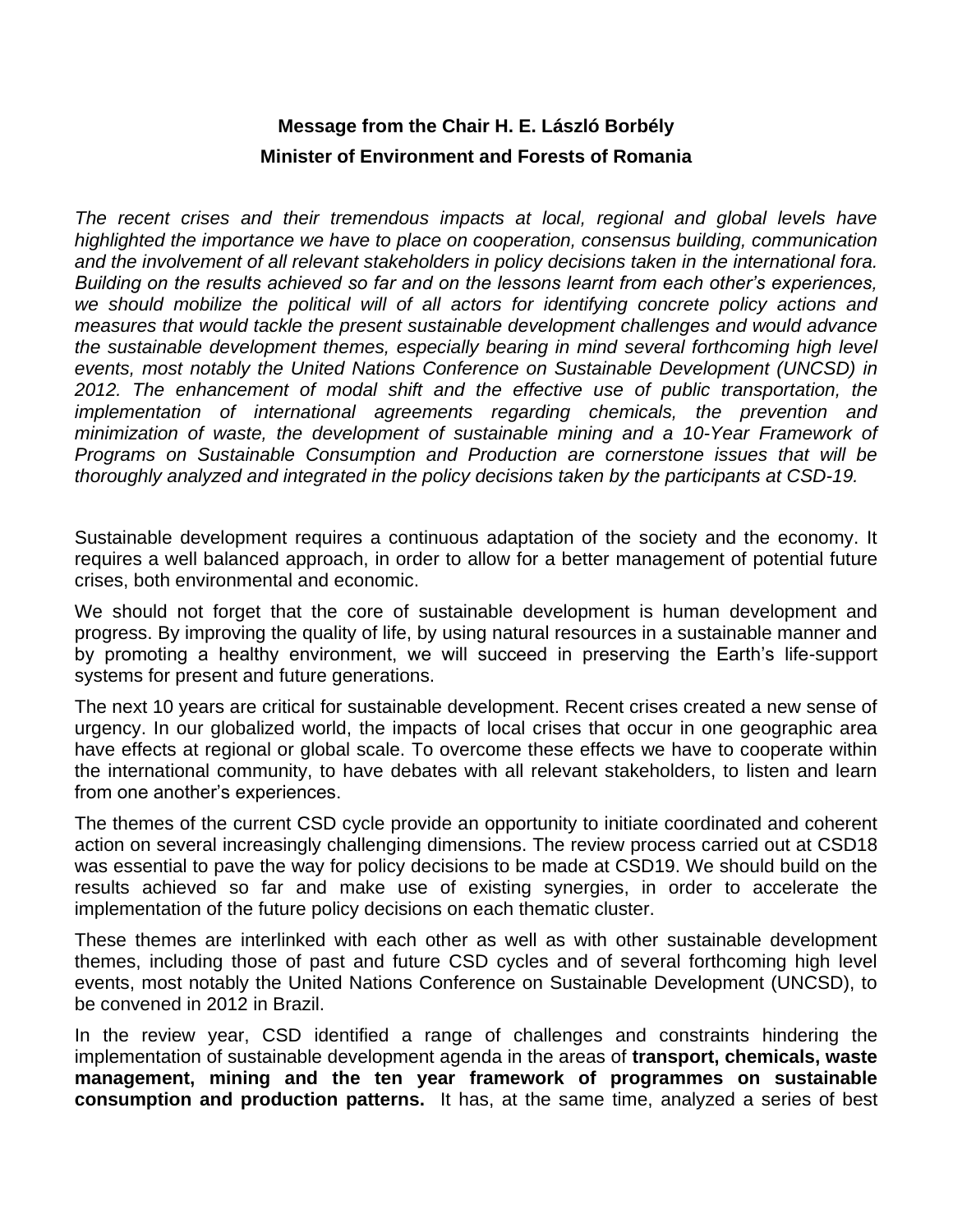**Message from the Chair H. E. László Borbély**

**Minister of Environment and Forests of Romania**

*The recent crises and their tremendous impacts at local, regional and global levels have highlighted the importance we have to place on cooperation, consensus building, communication and the involvement of all relevant stakeholders in policy decisions taken in the international fora. Building on the results achieved so far and on the lessons learnt from each other's experiences, we should mobilize the political will of all actors for identifying concrete policy actions and measures that would tackle the present sustainable development challenges and would advance the sustainable development themes, especially bearing in mind several forthcoming high level events, most notably the United Nations Conference on Sustainable Development (UNCSD) in 2012. The enhancement of modal shift and the effective use of public transportation, the implementation of international agreements regarding chemicals, the prevention and minimization of waste, the development of sustainable mining and a 10-Year Framework of Programs on Sustainable Consumption and Production are cornerstone issues that will be thoroughly analyzed and integrated in the policy decisions taken by the participants at CSD-19.*

Sustainable development requires a continuous adaptation of the society and the economy. It requires a well balanced approach, in order to allow for a better management of potential future crises, both environmental and economic.

We should not forget that the core of sustainable development is human development and progress. By improving the quality of life, by using natural resources in a sustainable manner and by promoting a healthy environment, we will succeed in preserving the Earth's life-support systems for present and future generations.

The next 10 years are critical for sustainable development. Recent crises created a new sense of urgency. In our globalized world, the impacts of local crises that occur in one geographic area have effects at regional or global scale. To overcome these effects we have to cooperate within the international community, to have debates with all relevant stakeholders, to listen and learn from one another's experiences.

The themes of the current CSD cycle provide an opportunity to initiate coordinated and coherent action on several increasingly challenging dimensions. The review process carried out at CSD18 was essential to pave the way for policy decisions to be made at CSD19. We should build on the results achieved so far and make use of existing synergies, in order to accelerate the implementation of the future policy decisions on each thematic cluster.

These themes are interlinked with each other as well as with other sustainable development themes, including those of past and future CSD cycles and of several forthcoming high level events, most notably the United Nations Conference on Sustainable Development (UNCSD), to be convened in 2012 in Brazil.

In the review year, CSD identified a range of challenges and constraints hindering the implementation of sustainable development agenda in the areas of **transport, chemicals, waste management, mining and the ten year framework of programmes on sustainable consumption and production patterns.** It has, at the same time, analyzed a series of best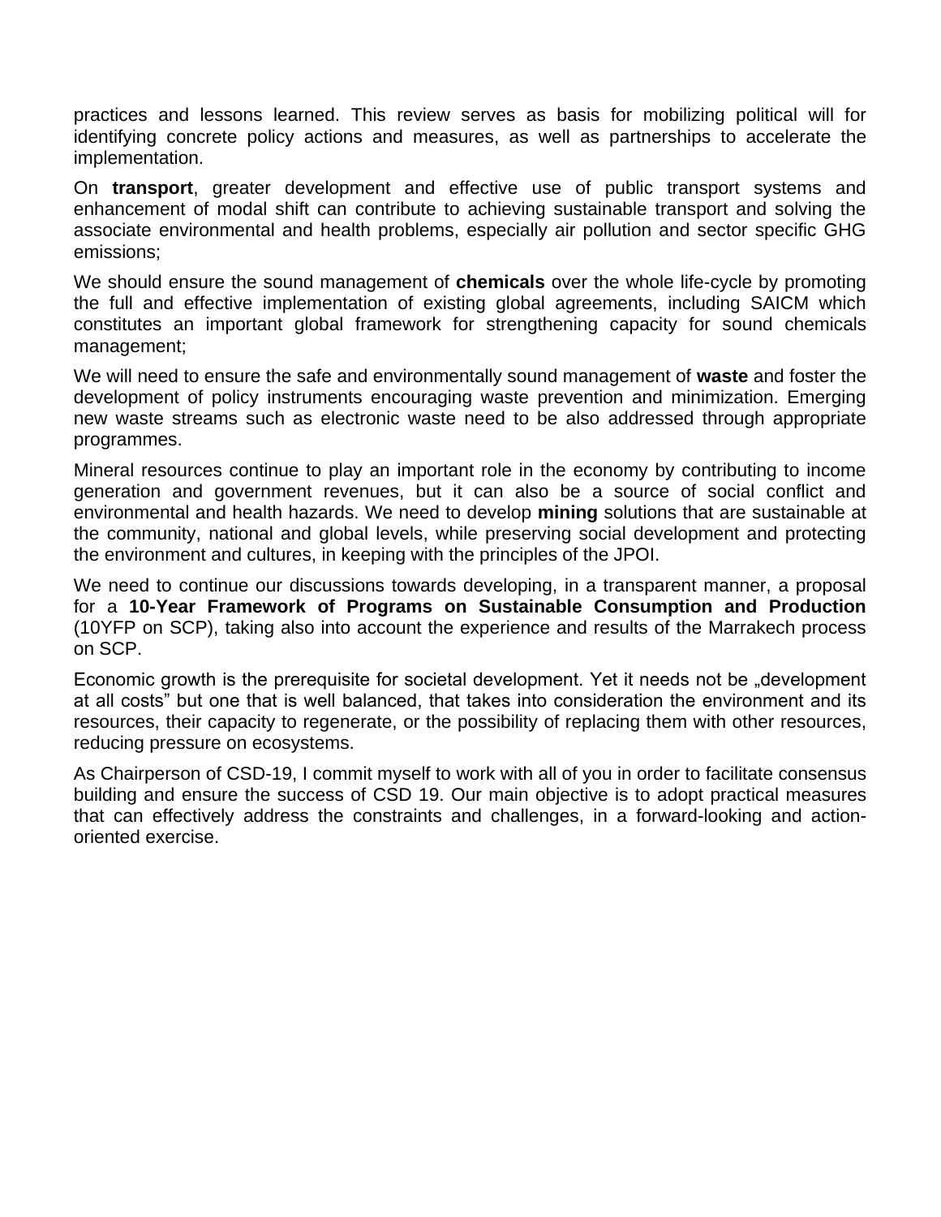practices and lessons learned. This review serves as basis for mobilizing political will for identifying concrete policy actions and measures, as well as partnerships to accelerate the implementation.

On **transport**, greater development and effective use of public transport systems and enhancement of modal shift can contribute to achieving sustainable transport and solving the associate environmental and health problems, especially air pollution and sector specific GHG emissions;

We should ensure the sound management of **chemicals** over the whole life-cycle by promoting the full and effective implementation of existing global agreements, including SAICM which constitutes an important global framework for strengthening capacity for sound chemicals management;

We will need to ensure the safe and environmentally sound management of **waste** and foster the development of policy instruments encouraging waste prevention and minimization. Emerging new waste streams such as electronic waste need to be also addressed through appropriate programmes.

Mineral resources continue to play an important role in the economy by contributing to income generation and government revenues, but it can also be a source of social conflict and environmental and health hazards. We need to develop **mining** solutions that are sustainable at the community, national and global levels, while preserving social development and protecting the environment and cultures, in keeping with the principles of the JPOI.

We need to continue our discussions towards developing, in a transparent manner, a proposal for a **10-Year Framework of Programs on Sustainable Consumption and Production** (10YFP on SCP), taking also into account the experience and results of the Marrakech process on SCP.

Economic growth is the prerequisite for societal development. Yet it needs not be „development at all costs" but one that is well balanced, that takes into consideration the environment and its resources, their capacity to regenerate, or the possibility of replacing them with other resources, reducing pressure on ecosystems.

As Chairperson of CSD-19, I commit myself to work with all of you in order to facilitate consensus building and ensure the success of CSD 19. Our main objective is to adopt practical measures that can effectively address the constraints and challenges, in a forward-looking and action-oriented exercise.